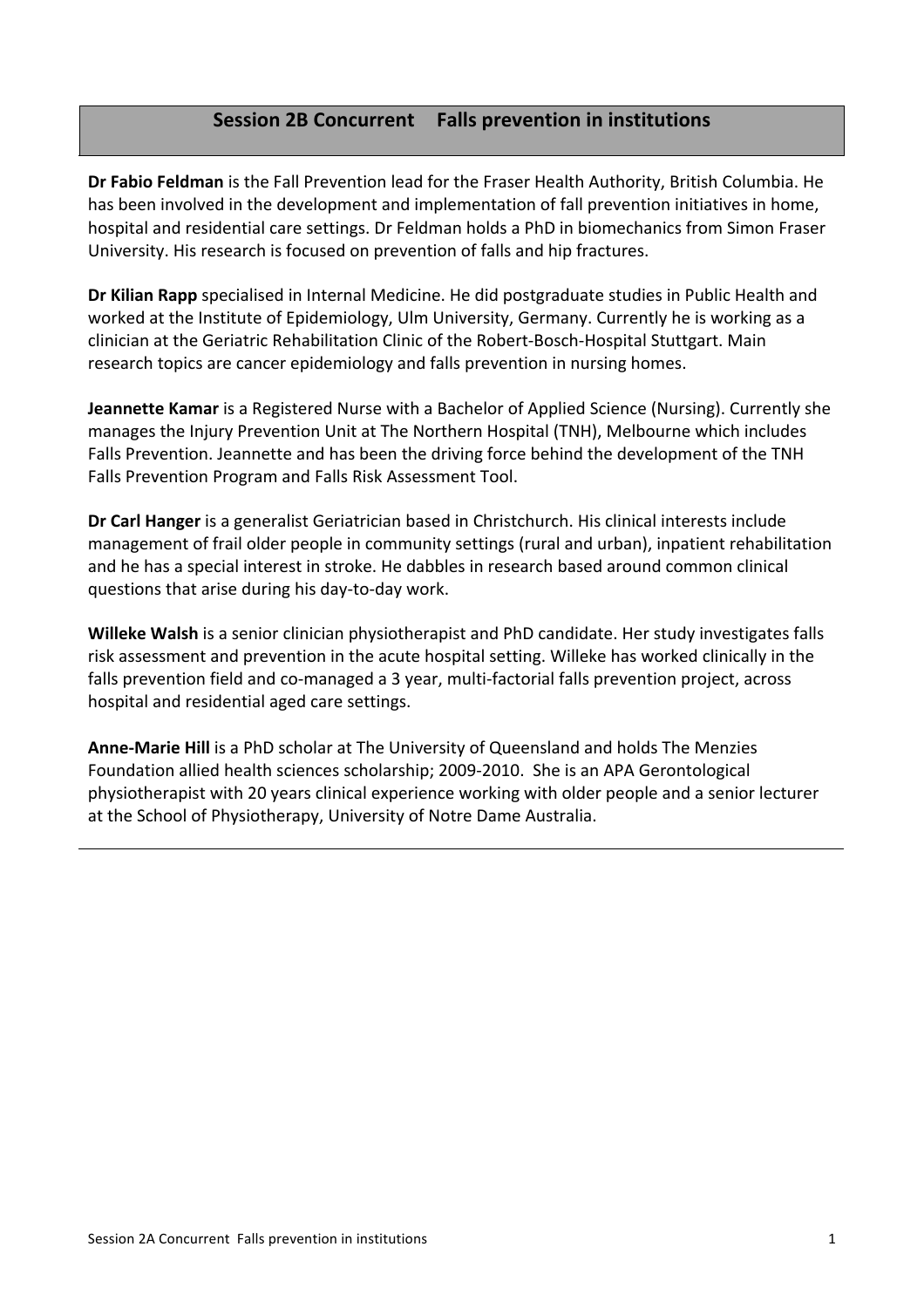## Session 2B Concurrent    Falls prevention in institutions

**Dr Fabio Feldman** is the Fall Prevention lead for the Fraser Health Authority, British Columbia. He has been involved in the development and implementation of fall prevention initiatives in home, hospital and residential care settings. Dr Feldman holds a PhD in biomechanics from Simon Fraser University. His research is focused on prevention of falls and hip fractures.

**Dr Kilian Rapp** specialised in Internal Medicine. He did postgraduate studies in Public Health and worked at the Institute of Epidemiology, Ulm University, Germany. Currently he is working as a clinician at the Geriatric Rehabilitation Clinic of the Robert-Bosch-Hospital Stuttgart. Main research topics are cancer epidemiology and falls prevention in nursing homes.

**Jeannette Kamar** is a Registered Nurse with a Bachelor of Applied Science (Nursing). Currently she manages the Injury Prevention Unit at The Northern Hospital (TNH), Melbourne which includes Falls Prevention. Jeannette and has been the driving force behind the development of the TNH Falls Prevention Program and Falls Risk Assessment Tool.

**Dr Carl Hanger** is a generalist Geriatrician based in Christchurch. His clinical interests include management of frail older people in community settings (rural and urban), inpatient rehabilitation and he has a special interest in stroke. He dabbles in research based around common clinical questions that arise during his day-to-day work.

**Willeke Walsh** is a senior clinician physiotherapist and PhD candidate. Her study investigates falls risk assessment and prevention in the acute hospital setting. Willeke has worked clinically in the falls prevention field and co-managed a 3 year, multi-factorial falls prevention project, across hospital and residential aged care settings.

**Anne-Marie Hill** is a PhD scholar at The University of Queensland and holds The Menzies Foundation allied health sciences scholarship; 2009-2010. She is an APA Gerontological physiotherapist with 20 years clinical experience working with older people and a senior lecturer at the School of Physiotherapy, University of Notre Dame Australia.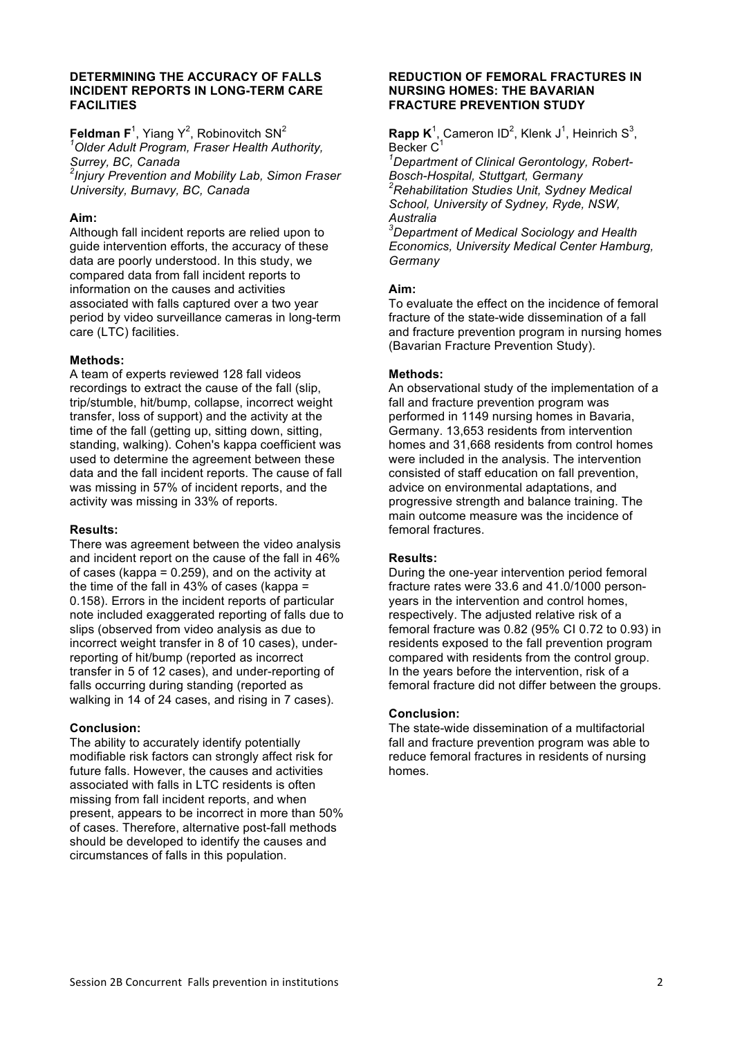## DETERMINING THE ACCURACY OF FALLS INCIDENT REPORTS IN LONG-TERM CARE FACILITIES

**Feldman F**[1], Yiang Y[2], Robinovitch SN[2]

*[1]Older Adult Program, Fraser Health Authority, Surrey, BC, Canada*
*[2]Injury Prevention and Mobility Lab, Simon Fraser University, Burnavy, BC, Canada*

### Aim:

Although fall incident reports are relied upon to guide intervention efforts, the accuracy of these data are poorly understood. In this study, we compared data from fall incident reports to information on the causes and activities associated with falls captured over a two year period by video surveillance cameras in long-term care (LTC) facilities.

### Methods:

A team of experts reviewed 128 fall videos recordings to extract the cause of the fall (slip, trip/stumble, hit/bump, collapse, incorrect weight transfer, loss of support) and the activity at the time of the fall (getting up, sitting down, sitting, standing, walking). Cohen's kappa coefficient was used to determine the agreement between these data and the fall incident reports. The cause of fall was missing in 57% of incident reports, and the activity was missing in 33% of reports.

### Results:

There was agreement between the video analysis and incident report on the cause of the fall in 46% of cases (kappa = 0.259), and on the activity at the time of the fall in 43% of cases (kappa = 0.158). Errors in the incident reports of particular note included exaggerated reporting of falls due to slips (observed from video analysis as due to incorrect weight transfer in 8 of 10 cases), under-reporting of hit/bump (reported as incorrect transfer in 5 of 12 cases), and under-reporting of falls occurring during standing (reported as walking in 14 of 24 cases, and rising in 7 cases).

### Conclusion:

The ability to accurately identify potentially modifiable risk factors can strongly affect risk for future falls. However, the causes and activities associated with falls in LTC residents is often missing from fall incident reports, and when present, appears to be incorrect in more than 50% of cases. Therefore, alternative post-fall methods should be developed to identify the causes and circumstances of falls in this population.

## REDUCTION OF FEMORAL FRACTURES IN NURSING HOMES: THE BAVARIAN FRACTURE PREVENTION STUDY

**Rapp K**[1], Cameron ID[2], Klenk J[1], Heinrich S[3], Becker C[1]

*[1]Department of Clinical Gerontology, Robert-Bosch-Hospital, Stuttgart, Germany*
*[2]Rehabilitation Studies Unit, Sydney Medical School, University of Sydney, Ryde, NSW, Australia*
*[3]Department of Medical Sociology and Health Economics, University Medical Center Hamburg, Germany*

### Aim:

To evaluate the effect on the incidence of femoral fracture of the state-wide dissemination of a fall and fracture prevention program in nursing homes (Bavarian Fracture Prevention Study).

### Methods:

An observational study of the implementation of a fall and fracture prevention program was performed in 1149 nursing homes in Bavaria, Germany. 13,653 residents from intervention homes and 31,668 residents from control homes were included in the analysis. The intervention consisted of staff education on fall prevention, advice on environmental adaptations, and progressive strength and balance training. The main outcome measure was the incidence of femoral fractures.

### Results:

During the one-year intervention period femoral fracture rates were 33.6 and 41.0/1000 person-years in the intervention and control homes, respectively. The adjusted relative risk of a femoral fracture was 0.82 (95% CI 0.72 to 0.93) in residents exposed to the fall prevention program compared with residents from the control group. In the years before the intervention, risk of a femoral fracture did not differ between the groups.

### Conclusion:

The state-wide dissemination of a multifactorial fall and fracture prevention program was able to reduce femoral fractures in residents of nursing homes.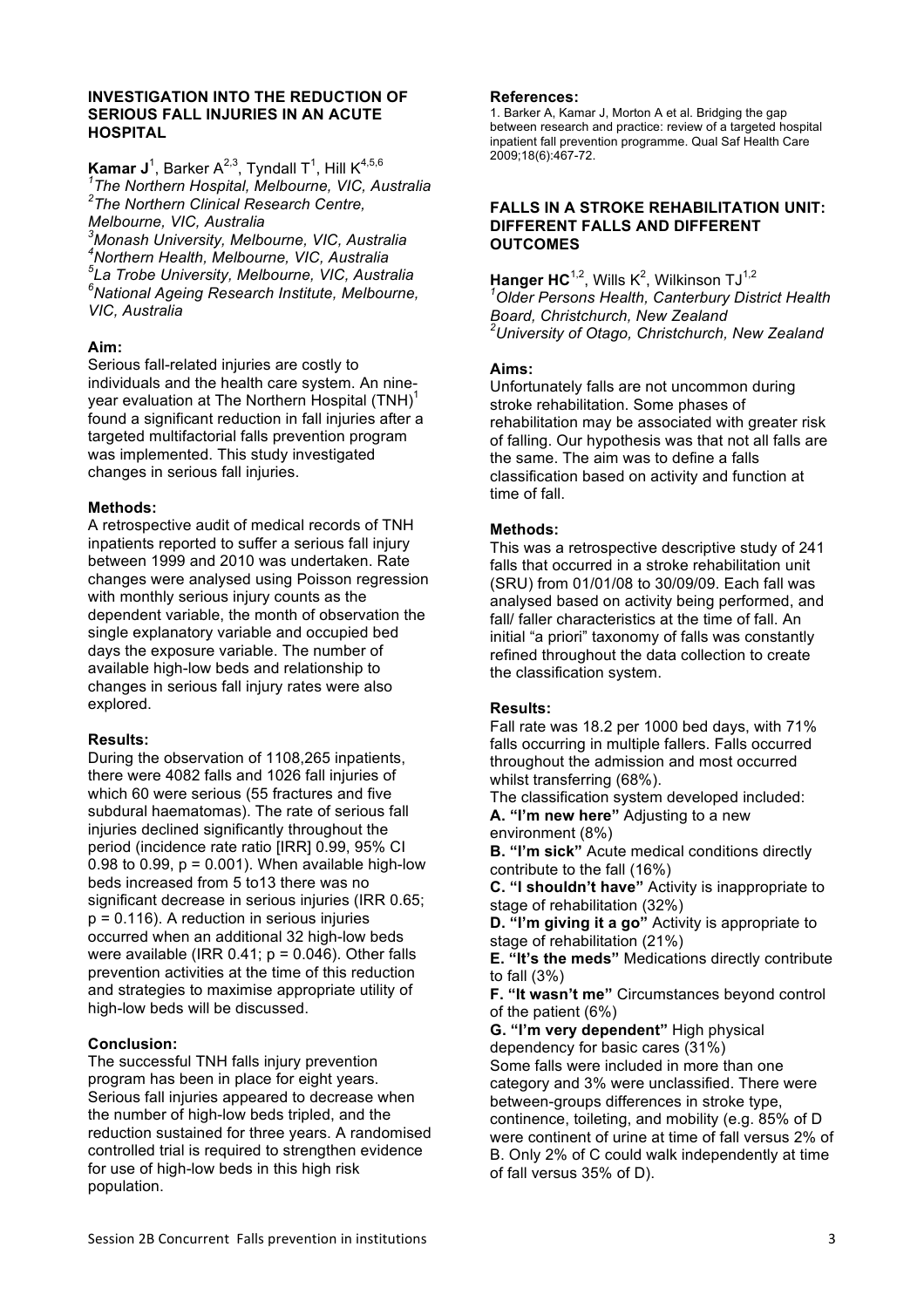## INVESTIGATION INTO THE REDUCTION OF SERIOUS FALL INJURIES IN AN ACUTE HOSPITAL

**Kamar J**[1], Barker A[2,3], Tyndall T[1], Hill K[4,5,6]

*[1]The Northern Hospital, Melbourne, VIC, Australia*
*[2]The Northern Clinical Research Centre, Melbourne, VIC, Australia*
*[3]Monash University, Melbourne, VIC, Australia*
*[4]Northern Health, Melbourne, VIC, Australia*
*[5]La Trobe University, Melbourne, VIC, Australia*
*[6]National Ageing Research Institute, Melbourne, VIC, Australia*

### Aim:

Serious fall-related injuries are costly to individuals and the health care system. An nine-year evaluation at The Northern Hospital (TNH)[1] found a significant reduction in fall injuries after a targeted multifactorial falls prevention program was implemented. This study investigated changes in serious fall injuries.

### Methods:

A retrospective audit of medical records of TNH inpatients reported to suffer a serious fall injury between 1999 and 2010 was undertaken. Rate changes were analysed using Poisson regression with monthly serious injury counts as the dependent variable, the month of observation the single explanatory variable and occupied bed days the exposure variable. The number of available high-low beds and relationship to changes in serious fall injury rates were also explored.

### Results:

During the observation of 1108,265 inpatients, there were 4082 falls and 1026 fall injuries of which 60 were serious (55 fractures and five subdural haematomas). The rate of serious fall injuries declined significantly throughout the period (incidence rate ratio [IRR] 0.99, 95% CI 0.98 to 0.99, $p = 0.001$). When available high-low beds increased from 5 to13 there was no significant decrease in serious injuries (IRR 0.65; $p = 0.116$). A reduction in serious injuries occurred when an additional 32 high-low beds were available (IRR 0.41; $p = 0.046$). Other falls prevention activities at the time of this reduction and strategies to maximise appropriate utility of high-low beds will be discussed.

### Conclusion:

The successful TNH falls injury prevention program has been in place for eight years. Serious fall injuries appeared to decrease when the number of high-low beds tripled, and the reduction sustained for three years. A randomised controlled trial is required to strengthen evidence for use of high-low beds in this high risk population.

### References:

1. Barker A, Kamar J, Morton A et al. Bridging the gap between research and practice: review of a targeted hospital inpatient fall prevention programme. Qual Saf Health Care 2009;18(6):467-72.

## FALLS IN A STROKE REHABILITATION UNIT: DIFFERENT FALLS AND DIFFERENT OUTCOMES

**Hanger HC**[1,2], Wills K[2], Wilkinson TJ[1,2]

*[1]Older Persons Health, Canterbury District Health Board, Christchurch, New Zealand*
*[2]University of Otago, Christchurch, New Zealand*

### Aims:

Unfortunately falls are not uncommon during stroke rehabilitation. Some phases of rehabilitation may be associated with greater risk of falling. Our hypothesis was that not all falls are the same. The aim was to define a falls classification based on activity and function at time of fall.

### Methods:

This was a retrospective descriptive study of 241 falls that occurred in a stroke rehabilitation unit (SRU) from 01/01/08 to 30/09/09. Each fall was analysed based on activity being performed, and fall/ faller characteristics at the time of fall. An initial "a priori" taxonomy of falls was constantly refined throughout the data collection to create the classification system.

### Results:

Fall rate was 18.2 per 1000 bed days, with 71% falls occurring in multiple fallers. Falls occurred throughout the admission and most occurred whilst transferring (68%).

The classification system developed included:

**A. "I'm new here"** Adjusting to a new environment (8%)

**B. "I'm sick"** Acute medical conditions directly contribute to the fall (16%)

**C. "I shouldn't have"** Activity is inappropriate to stage of rehabilitation (32%)

**D. "I'm giving it a go"** Activity is appropriate to stage of rehabilitation (21%)

**E. "It's the meds"** Medications directly contribute to fall (3%)

**F. "It wasn't me"** Circumstances beyond control of the patient (6%)

**G. "I'm very dependent"** High physical dependency for basic cares (31%)

Some falls were included in more than one category and 3% were unclassified. There were between-groups differences in stroke type, continence, toileting, and mobility (e.g. 85% of D were continent of urine at time of fall versus 2% of B. Only 2% of C could walk independently at time of fall versus 35% of D).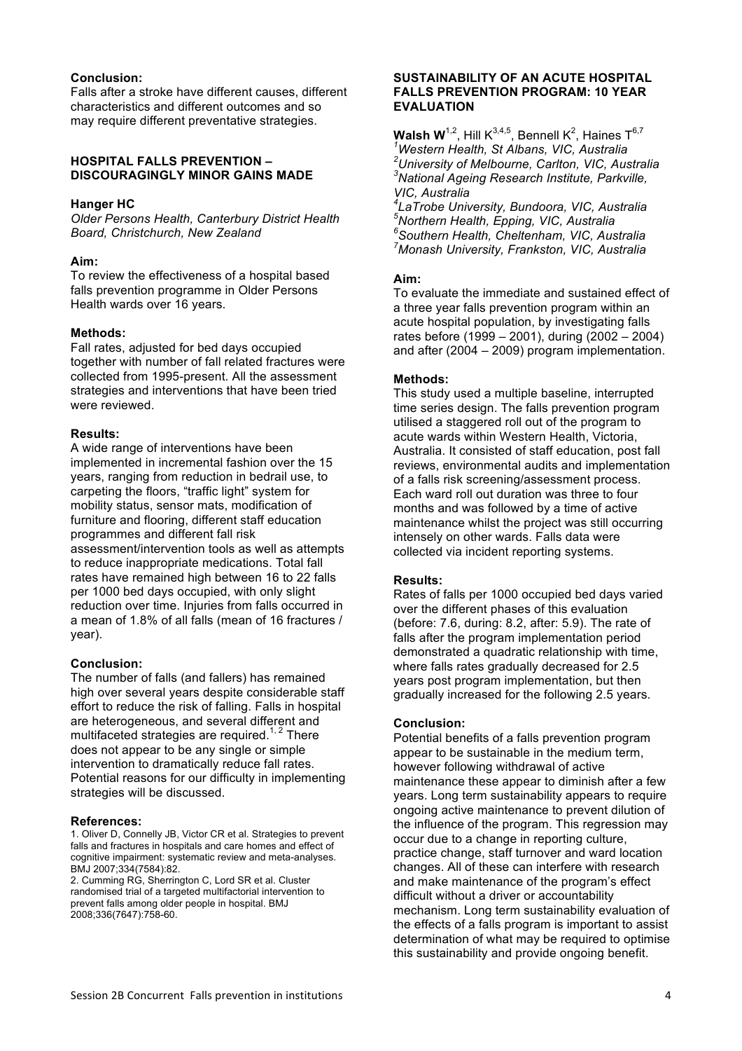**Conclusion:**

Falls after a stroke have different causes, different characteristics and different outcomes and so may require different preventative strategies.

## HOSPITAL FALLS PREVENTION – DISCOURAGINGLY MINOR GAINS MADE

**Hanger HC**

*Older Persons Health, Canterbury District Health Board, Christchurch, New Zealand*

**Aim:**

To review the effectiveness of a hospital based falls prevention programme in Older Persons Health wards over 16 years.

**Methods:**

Fall rates, adjusted for bed days occupied together with number of fall related fractures were collected from 1995-present. All the assessment strategies and interventions that have been tried were reviewed.

**Results:**

A wide range of interventions have been implemented in incremental fashion over the 15 years, ranging from reduction in bedrail use, to carpeting the floors, "traffic light" system for mobility status, sensor mats, modification of furniture and flooring, different staff education programmes and different fall risk assessment/intervention tools as well as attempts to reduce inappropriate medications. Total fall rates have remained high between 16 to 22 falls per 1000 bed days occupied, with only slight reduction over time. Injuries from falls occurred in a mean of 1.8% of all falls (mean of 16 fractures / year).

**Conclusion:**

The number of falls (and fallers) has remained high over several years despite considerable staff effort to reduce the risk of falling. Falls in hospital are heterogeneous, and several different and multifaceted strategies are required.[1, 2] There does not appear to be any single or simple intervention to dramatically reduce fall rates. Potential reasons for our difficulty in implementing strategies will be discussed.

**References:**

1. Oliver D, Connelly JB, Victor CR et al. Strategies to prevent falls and fractures in hospitals and care homes and effect of cognitive impairment: systematic review and meta-analyses. BMJ 2007;334(7584):82.
2. Cumming RG, Sherrington C, Lord SR et al. Cluster randomised trial of a targeted multifactorial intervention to prevent falls among older people in hospital. BMJ 2008;336(7647):758-60.

## SUSTAINABILITY OF AN ACUTE HOSPITAL FALLS PREVENTION PROGRAM: 10 YEAR EVALUATION

**Walsh W**[1,2], Hill K[3,4,5], Bennell K[2], Haines T[6,7]

[1]*Western Health, St Albans, VIC, Australia*
[2]*University of Melbourne, Carlton, VIC, Australia*
[3]*National Ageing Research Institute, Parkville, VIC, Australia*
[4]*LaTrobe University, Bundoora, VIC, Australia*
[5]*Northern Health, Epping, VIC, Australia*
[6]*Southern Health, Cheltenham, VIC, Australia*
[7]*Monash University, Frankston, VIC, Australia*

**Aim:**

To evaluate the immediate and sustained effect of a three year falls prevention program within an acute hospital population, by investigating falls rates before (1999 – 2001), during (2002 – 2004) and after (2004 – 2009) program implementation.

**Methods:**

This study used a multiple baseline, interrupted time series design. The falls prevention program utilised a staggered roll out of the program to acute wards within Western Health, Victoria, Australia. It consisted of staff education, post fall reviews, environmental audits and implementation of a falls risk screening/assessment process. Each ward roll out duration was three to four months and was followed by a time of active maintenance whilst the project was still occurring intensely on other wards. Falls data were collected via incident reporting systems.

**Results:**

Rates of falls per 1000 occupied bed days varied over the different phases of this evaluation (before: 7.6, during: 8.2, after: 5.9). The rate of falls after the program implementation period demonstrated a quadratic relationship with time, where falls rates gradually decreased for 2.5 years post program implementation, but then gradually increased for the following 2.5 years.

**Conclusion:**

Potential benefits of a falls prevention program appear to be sustainable in the medium term, however following withdrawal of active maintenance these appear to diminish after a few years. Long term sustainability appears to require ongoing active maintenance to prevent dilution of the influence of the program. This regression may occur due to a change in reporting culture, practice change, staff turnover and ward location changes. All of these can interfere with research and make maintenance of the program's effect difficult without a driver or accountability mechanism. Long term sustainability evaluation of the effects of a falls program is important to assist determination of what may be required to optimise this sustainability and provide ongoing benefit.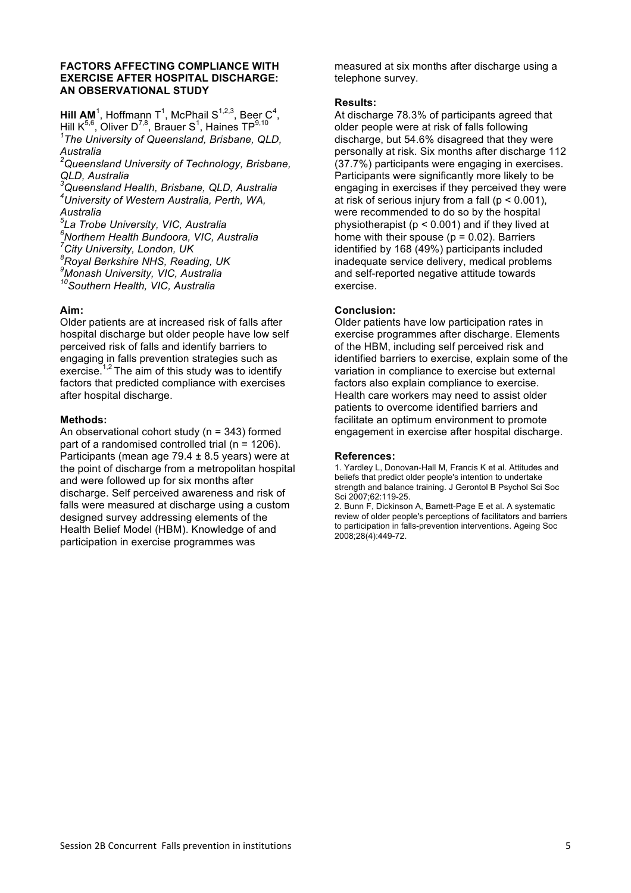## FACTORS AFFECTING COMPLIANCE WITH EXERCISE AFTER HOSPITAL DISCHARGE: AN OBSERVATIONAL STUDY

**Hill AM**[1], Hoffmann T[1], McPhail S[1,2,3], Beer C[4], Hill K[5,6], Oliver D[7,8], Brauer S[1], Haines TP[9,10]

*[1]The University of Queensland, Brisbane, QLD, Australia*
*[2]Queensland University of Technology, Brisbane, QLD, Australia*
*[3]Queensland Health, Brisbane, QLD, Australia*
*[4]University of Western Australia, Perth, WA, Australia*
*[5]La Trobe University, VIC, Australia*
*[6]Northern Health Bundoora, VIC, Australia*
*[7]City University, London, UK*
*[8]Royal Berkshire NHS, Reading, UK*
*[9]Monash University, VIC, Australia*
*[10]Southern Health, VIC, Australia*

### Aim:

Older patients are at increased risk of falls after hospital discharge but older people have low self perceived risk of falls and identify barriers to engaging in falls prevention strategies such as exercise.[1,2] The aim of this study was to identify factors that predicted compliance with exercises after hospital discharge.

### Methods:

An observational cohort study (n = 343) formed part of a randomised controlled trial (n = 1206). Participants (mean age 79.4 ± 8.5 years) were at the point of discharge from a metropolitan hospital and were followed up for six months after discharge. Self perceived awareness and risk of falls were measured at discharge using a custom designed survey addressing elements of the Health Belief Model (HBM). Knowledge of and participation in exercise programmes was measured at six months after discharge using a telephone survey.

### Results:

At discharge 78.3% of participants agreed that older people were at risk of falls following discharge, but 54.6% disagreed that they were personally at risk. Six months after discharge 112 (37.7%) participants were engaging in exercises. Participants were significantly more likely to be engaging in exercises if they perceived they were at risk of serious injury from a fall ($p < 0.001$), were recommended to do so by the hospital physiotherapist ($p < 0.001$) and if they lived at home with their spouse ($p = 0.02$). Barriers identified by 168 (49%) participants included inadequate service delivery, medical problems and self-reported negative attitude towards exercise.

### Conclusion:

Older patients have low participation rates in exercise programmes after discharge. Elements of the HBM, including self perceived risk and identified barriers to exercise, explain some of the variation in compliance to exercise but external factors also explain compliance to exercise. Health care workers may need to assist older patients to overcome identified barriers and facilitate an optimum environment to promote engagement in exercise after hospital discharge.

### References:

1. Yardley L, Donovan-Hall M, Francis K et al. Attitudes and beliefs that predict older people's intention to undertake strength and balance training. J Gerontol B Psychol Sci Soc Sci 2007;62:119-25.
2. Bunn F, Dickinson A, Barnett-Page E et al. A systematic review of older people's perceptions of facilitators and barriers to participation in falls-prevention interventions. Ageing Soc 2008;28(4):449-72.